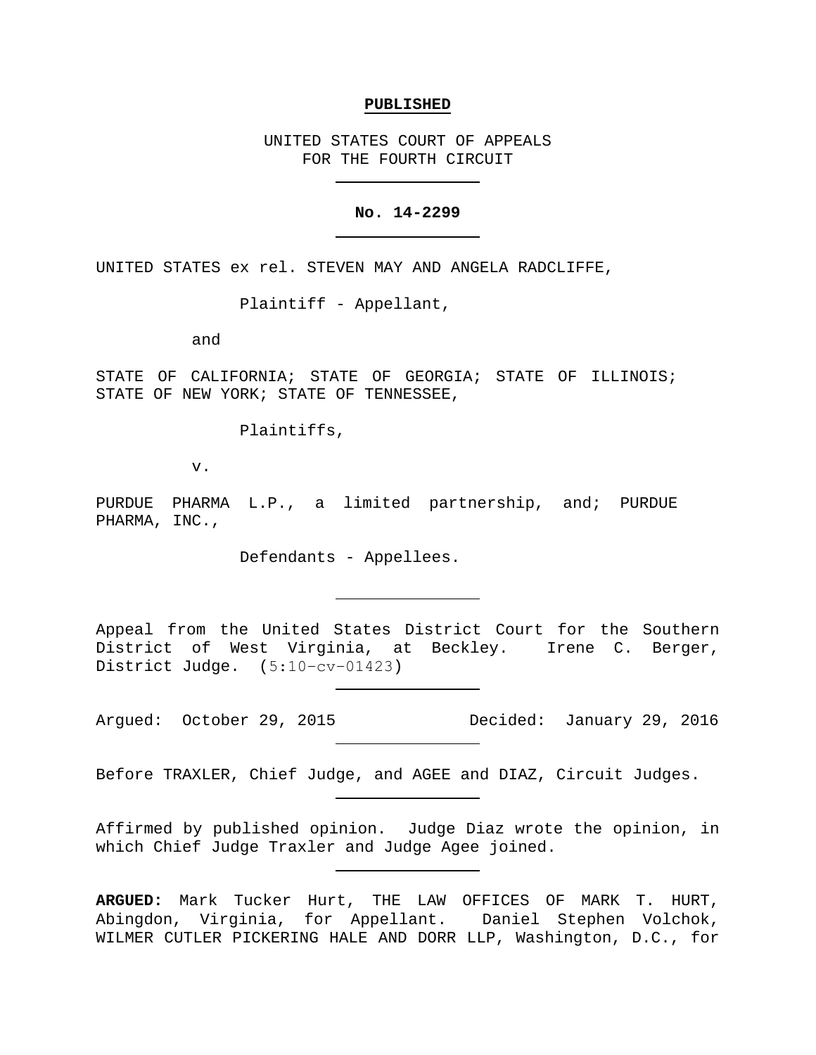**PUBLISHED**

UNITED STATES COURT OF APPEALS
FOR THE FOURTH CIRCUIT

---

**No. 14-2299**

---

UNITED STATES ex rel. STEVEN MAY AND ANGELA RADCLIFFE,

Plaintiff - Appellant,

and

STATE OF CALIFORNIA; STATE OF GEORGIA; STATE OF ILLINOIS; STATE OF NEW YORK; STATE OF TENNESSEE,

Plaintiffs,

v.

PURDUE PHARMA L.P., a limited partnership, and; PURDUE PHARMA, INC.,

Defendants - Appellees.

---

Appeal from the United States District Court for the Southern District of West Virginia, at Beckley. Irene C. Berger, District Judge. (5:10-cv-01423)

---

Argued: October 29, 2015 Decided: January 29, 2016

---

Before TRAXLER, Chief Judge, and AGEE and DIAZ, Circuit Judges.

---

Affirmed by published opinion. Judge Diaz wrote the opinion, in which Chief Judge Traxler and Judge Agee joined.

---

**ARGUED:** Mark Tucker Hurt, THE LAW OFFICES OF MARK T. HURT, Abingdon, Virginia, for Appellant. Daniel Stephen Volchok, WILMER CUTLER PICKERING HALE AND DORR LLP, Washington, D.C., for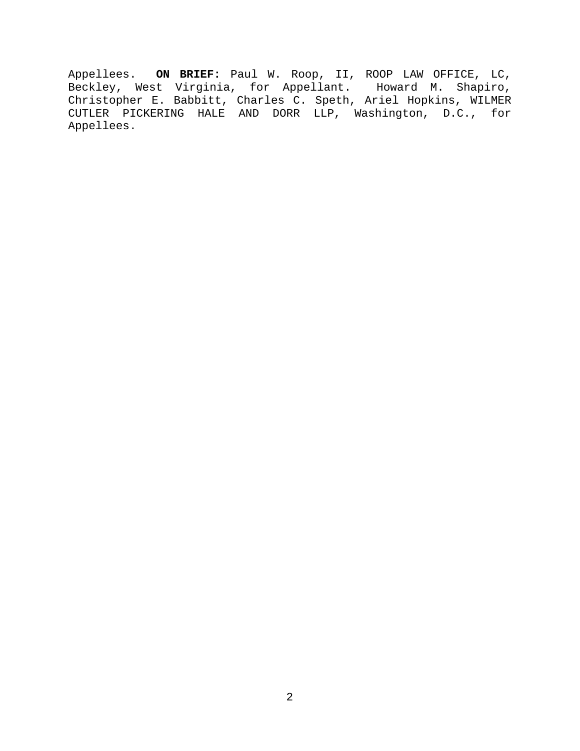Appellees. **ON BRIEF:** Paul W. Roop, II, ROOP LAW OFFICE, LC, Beckley, West Virginia, for Appellant. Howard M. Shapiro, Christopher E. Babbitt, Charles C. Speth, Ariel Hopkins, WILMER CUTLER PICKERING HALE AND DORR LLP, Washington, D.C., for Appellees.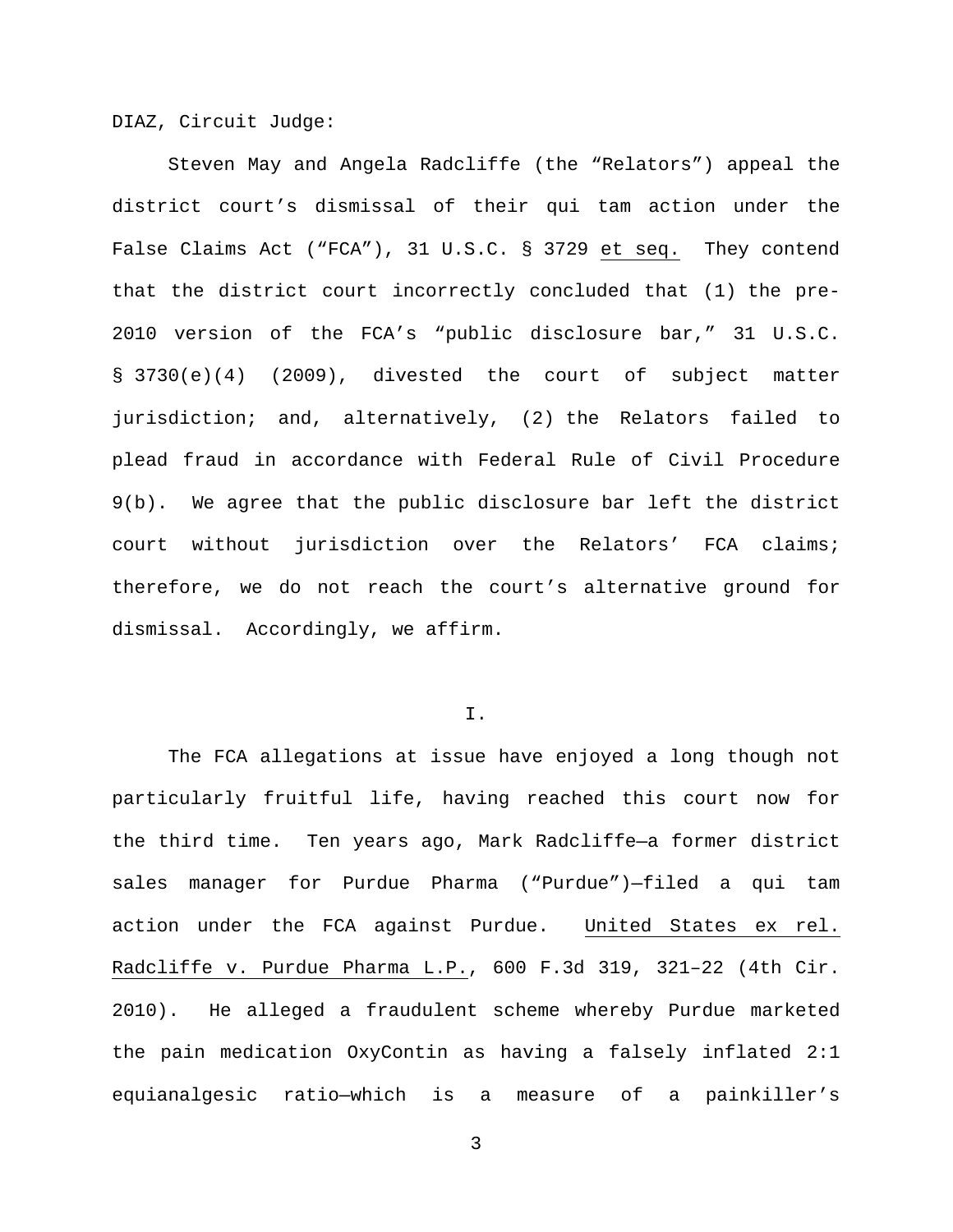DIAZ, Circuit Judge:

Steven May and Angela Radcliffe (the “Relators”) appeal the district court’s dismissal of their qui tam action under the False Claims Act (“FCA”), 31 U.S.C. § 3729 et seq. They contend that the district court incorrectly concluded that (1) the pre-2010 version of the FCA’s “public disclosure bar,” 31 U.S.C. § 3730(e)(4) (2009), divested the court of subject matter jurisdiction; and, alternatively, (2) the Relators failed to plead fraud in accordance with Federal Rule of Civil Procedure 9(b). We agree that the public disclosure bar left the district court without jurisdiction over the Relators’ FCA claims; therefore, we do not reach the court’s alternative ground for dismissal. Accordingly, we affirm.

## I.

The FCA allegations at issue have enjoyed a long though not particularly fruitful life, having reached this court now for the third time. Ten years ago, Mark Radcliffe—a former district sales manager for Purdue Pharma (“Purdue”)—filed a qui tam action under the FCA against Purdue. United States ex rel. Radcliffe v. Purdue Pharma L.P., 600 F.3d 319, 321–22 (4th Cir. 2010). He alleged a fraudulent scheme whereby Purdue marketed the pain medication OxyContin as having a falsely inflated 2:1 equianalgesic ratio—which is a measure of a painkiller’s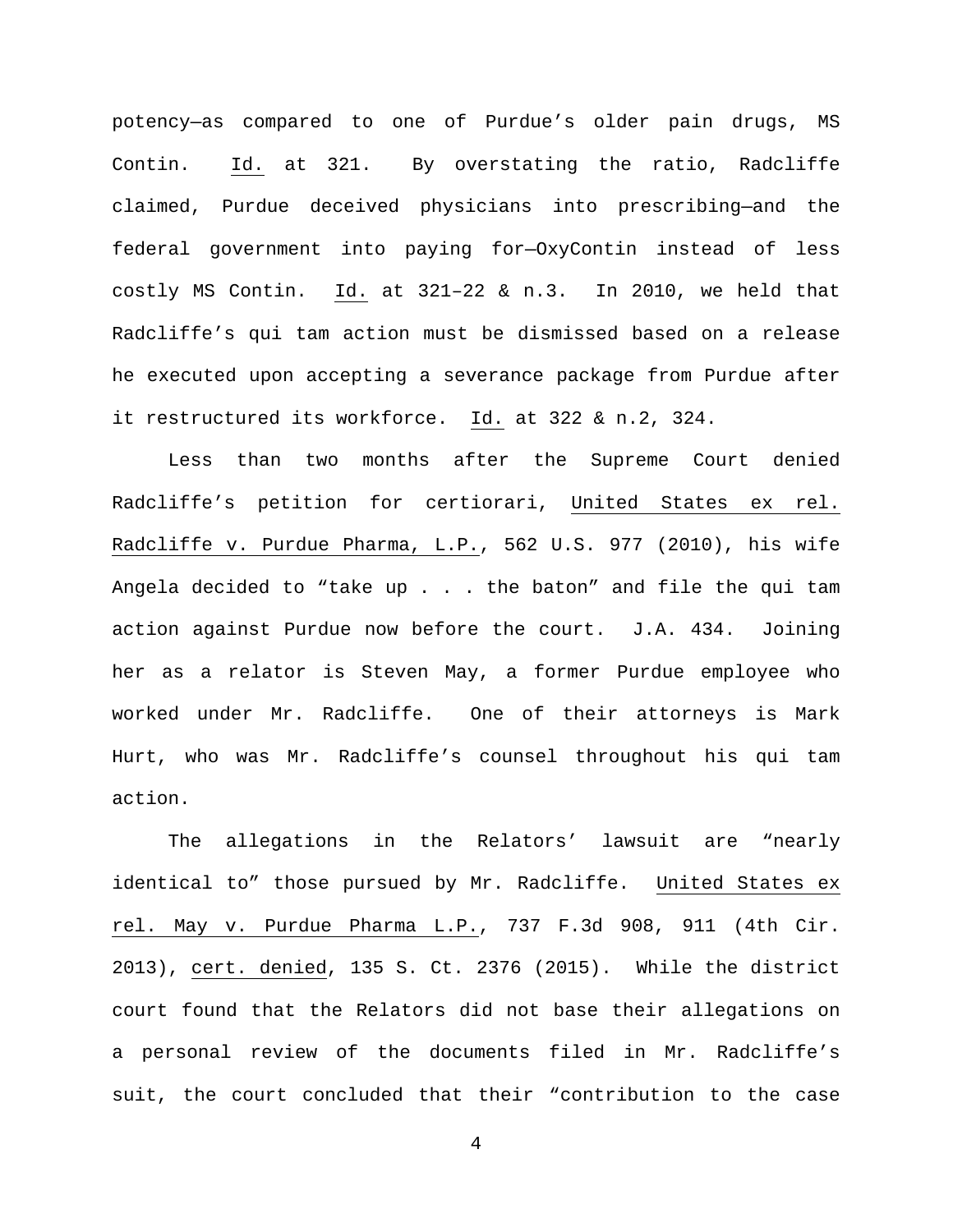potency—as compared to one of Purdue's older pain drugs, MS Contin. Id. at 321. By overstating the ratio, Radcliffe claimed, Purdue deceived physicians into prescribing—and the federal government into paying for—OxyContin instead of less costly MS Contin. Id. at 321–22 & n.3. In 2010, we held that Radcliffe's qui tam action must be dismissed based on a release he executed upon accepting a severance package from Purdue after it restructured its workforce. Id. at 322 & n.2, 324.

Less than two months after the Supreme Court denied Radcliffe's petition for certiorari, United States ex rel. Radcliffe v. Purdue Pharma, L.P., 562 U.S. 977 (2010), his wife Angela decided to "take up . . . the baton" and file the qui tam action against Purdue now before the court. J.A. 434. Joining her as a relator is Steven May, a former Purdue employee who worked under Mr. Radcliffe. One of their attorneys is Mark Hurt, who was Mr. Radcliffe's counsel throughout his qui tam action.

The allegations in the Relators' lawsuit are "nearly identical to" those pursued by Mr. Radcliffe. United States ex rel. May v. Purdue Pharma L.P., 737 F.3d 908, 911 (4th Cir. 2013), cert. denied, 135 S. Ct. 2376 (2015). While the district court found that the Relators did not base their allegations on a personal review of the documents filed in Mr. Radcliffe's suit, the court concluded that their "contribution to the case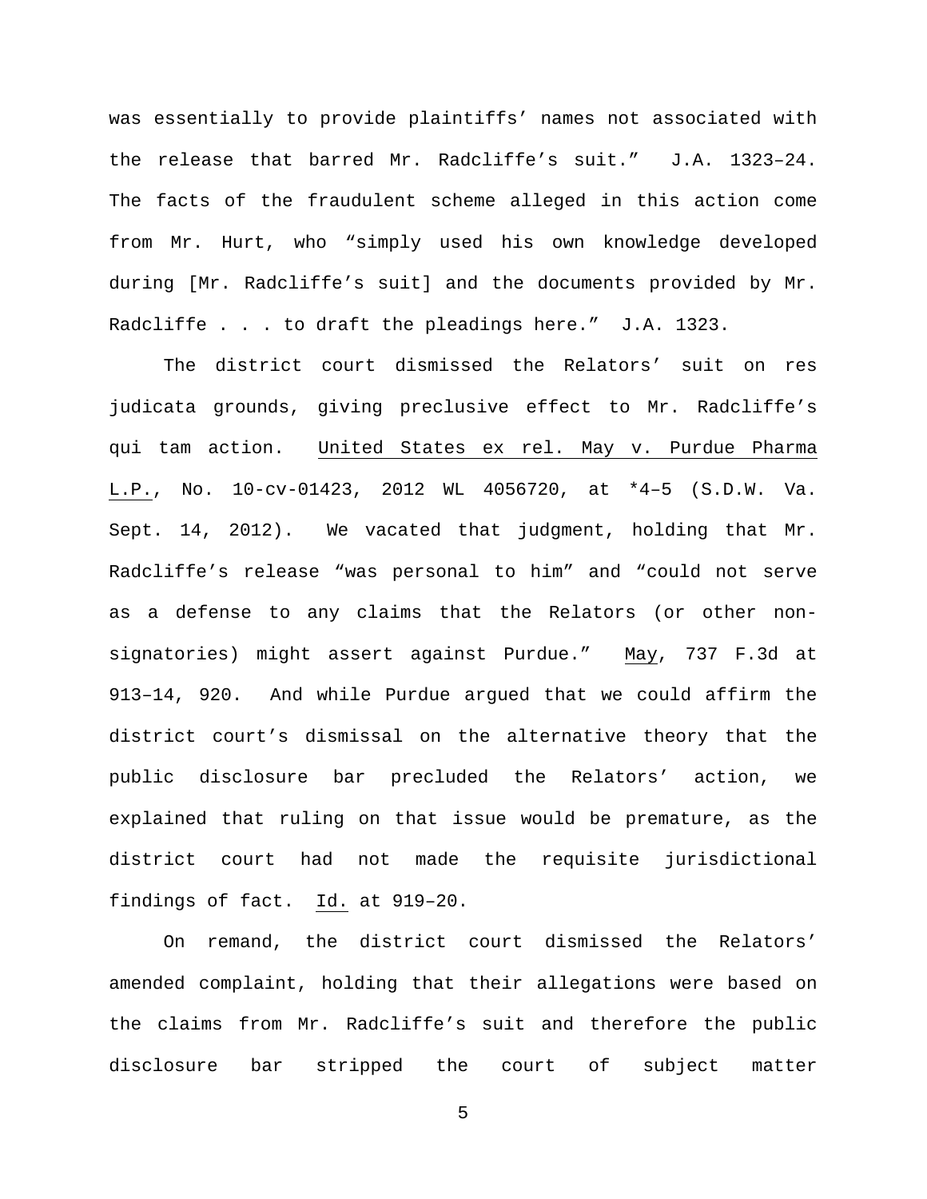was essentially to provide plaintiffs' names not associated with the release that barred Mr. Radcliffe's suit." J.A. 1323–24. The facts of the fraudulent scheme alleged in this action come from Mr. Hurt, who "simply used his own knowledge developed during [Mr. Radcliffe's suit] and the documents provided by Mr. Radcliffe . . . to draft the pleadings here." J.A. 1323.

The district court dismissed the Relators' suit on res judicata grounds, giving preclusive effect to Mr. Radcliffe's qui tam action. United States ex rel. May v. Purdue Pharma L.P., No. 10-cv-01423, 2012 WL 4056720, at *4–5 (S.D.W. Va. Sept. 14, 2012). We vacated that judgment, holding that Mr. Radcliffe's release "was personal to him" and "could not serve as a defense to any claims that the Relators (or other non-signatories) might assert against Purdue." May, 737 F.3d at 913–14, 920. And while Purdue argued that we could affirm the district court's dismissal on the alternative theory that the public disclosure bar precluded the Relators' action, we explained that ruling on that issue would be premature, as the district court had not made the requisite jurisdictional findings of fact. Id. at 919–20.

On remand, the district court dismissed the Relators' amended complaint, holding that their allegations were based on the claims from Mr. Radcliffe's suit and therefore the public disclosure bar stripped the court of subject matter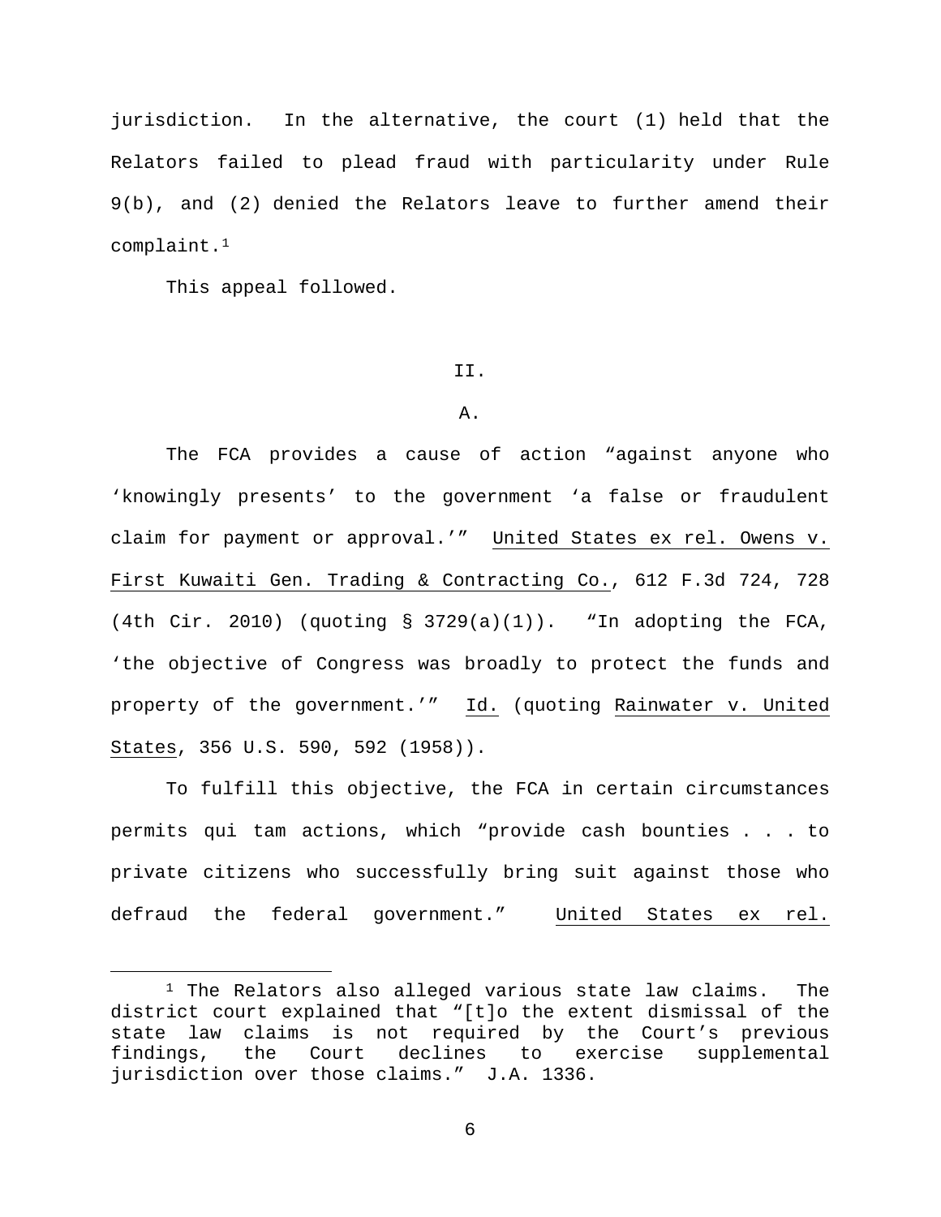jurisdiction. In the alternative, the court (1) held that the Relators failed to plead fraud with particularity under Rule 9(b), and (2) denied the Relators leave to further amend their complaint.[1]

This appeal followed.

## II.

### A.

The FCA provides a cause of action "against anyone who 'knowingly presents' to the government 'a false or fraudulent claim for payment or approval.'" United States ex rel. Owens v. First Kuwaiti Gen. Trading & Contracting Co., 612 F.3d 724, 728 (4th Cir. 2010) (quoting § 3729(a)(1)). "In adopting the FCA, 'the objective of Congress was broadly to protect the funds and property of the government.'" Id. (quoting Rainwater v. United States, 356 U.S. 590, 592 (1958)).

To fulfill this objective, the FCA in certain circumstances permits qui tam actions, which "provide cash bounties . . . to private citizens who successfully bring suit against those who defraud the federal government." United States ex rel.

---

[1] The Relators also alleged various state law claims. The district court explained that "[t]o the extent dismissal of the state law claims is not required by the Court's previous findings, the Court declines to exercise supplemental jurisdiction over those claims." J.A. 1336.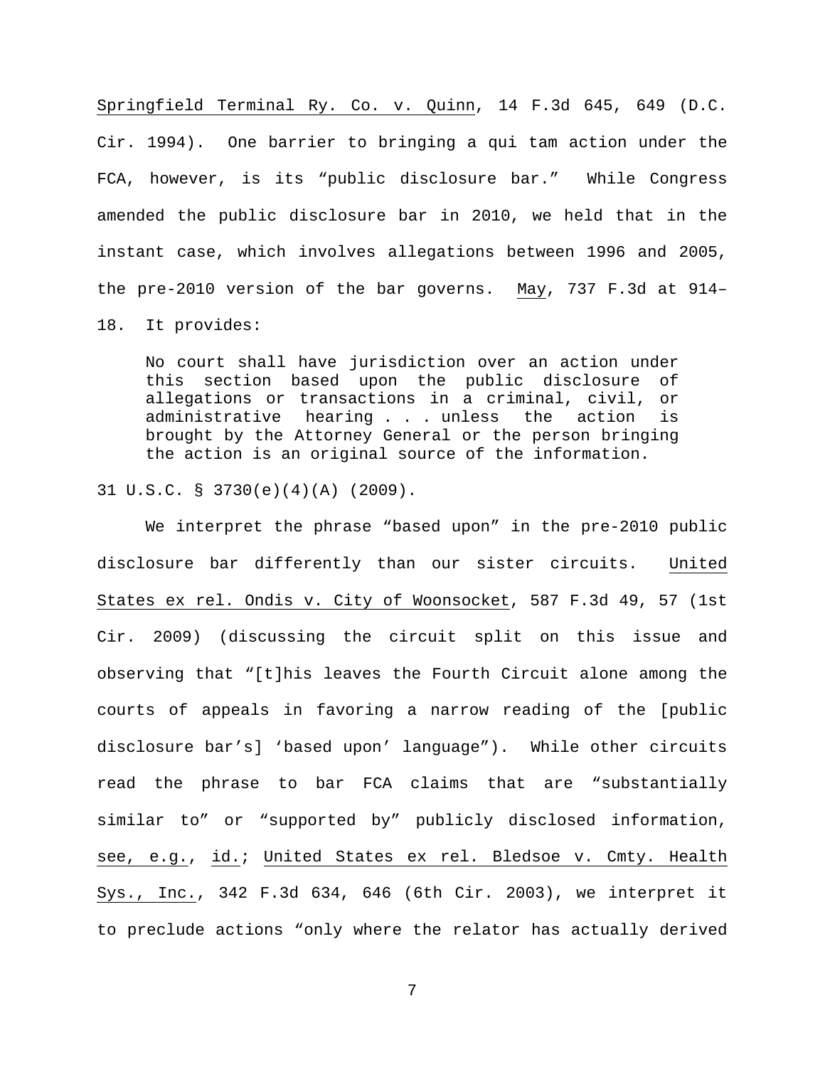Springfield Terminal Ry. Co. v. Quinn, 14 F.3d 645, 649 (D.C. Cir. 1994). One barrier to bringing a qui tam action under the FCA, however, is its "public disclosure bar." While Congress amended the public disclosure bar in 2010, we held that in the instant case, which involves allegations between 1996 and 2005, the pre-2010 version of the bar governs. May, 737 F.3d at 914–18. It provides:

> No court shall have jurisdiction over an action under this section based upon the public disclosure of allegations or transactions in a criminal, civil, or administrative hearing . . . unless the action is brought by the Attorney General or the person bringing the action is an original source of the information.

31 U.S.C. § 3730(e)(4)(A) (2009).

We interpret the phrase "based upon" in the pre-2010 public disclosure bar differently than our sister circuits. United States ex rel. Ondis v. City of Woonsocket, 587 F.3d 49, 57 (1st Cir. 2009) (discussing the circuit split on this issue and observing that "[t]his leaves the Fourth Circuit alone among the courts of appeals in favoring a narrow reading of the [public disclosure bar's] 'based upon' language"). While other circuits read the phrase to bar FCA claims that are "substantially similar to" or "supported by" publicly disclosed information, see, e.g., id.; United States ex rel. Bledsoe v. Cmty. Health Sys., Inc., 342 F.3d 634, 646 (6th Cir. 2003), we interpret it to preclude actions "only where the relator has actually derived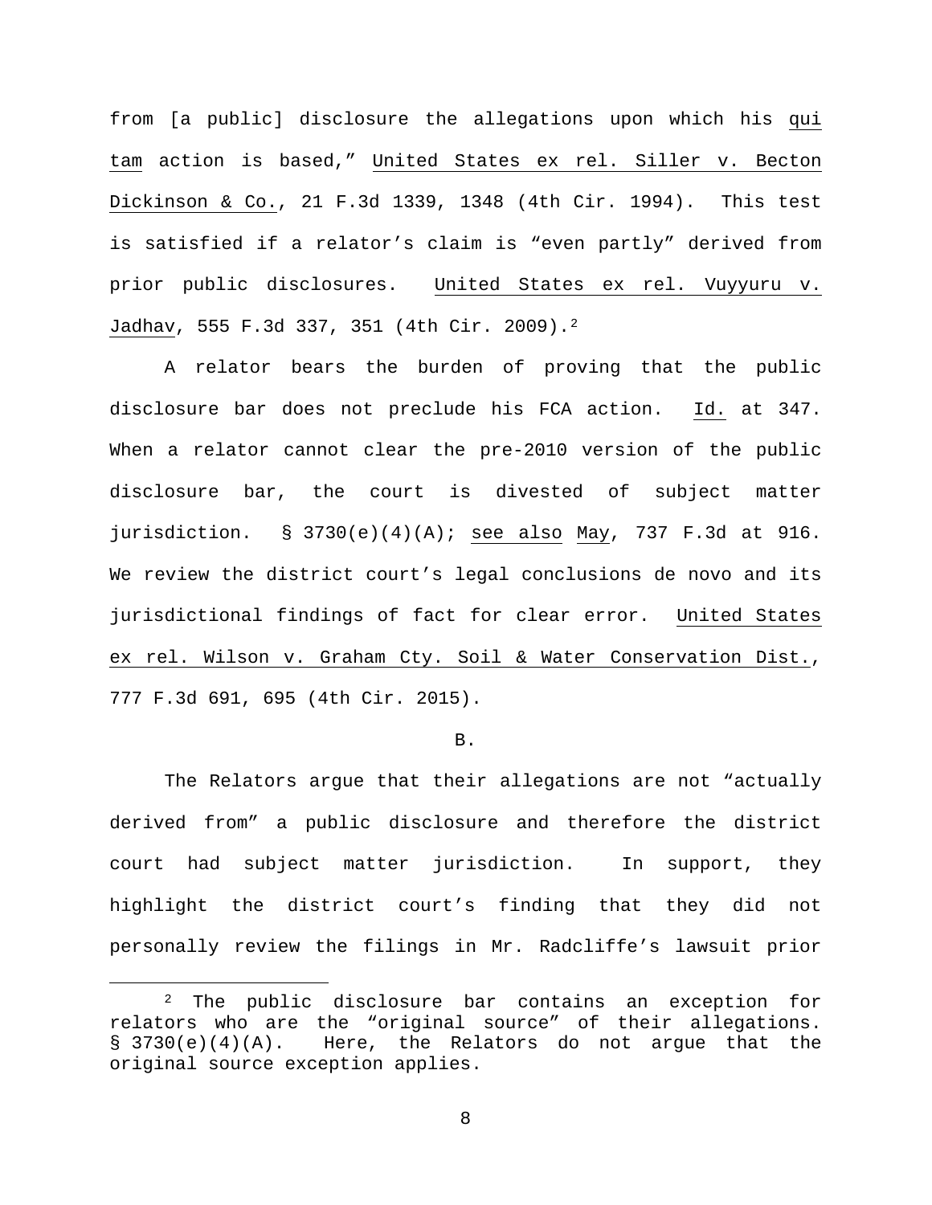from [a public] disclosure the allegations upon which his _qui tam_ action is based," _United States ex rel. Siller v. Becton Dickinson & Co._, 21 F.3d 1339, 1348 (4th Cir. 1994). This test is satisfied if a relator's claim is "even partly" derived from prior public disclosures. _United States ex rel. Vuyyuru v. Jadhav_, 555 F.3d 337, 351 (4th Cir. 2009).[2]

A relator bears the burden of proving that the public disclosure bar does not preclude his FCA action. _Id._ at 347. When a relator cannot clear the pre-2010 version of the public disclosure bar, the court is divested of subject matter jurisdiction. § 3730(e)(4)(A); _see also_ _May_, 737 F.3d at 916. We review the district court's legal conclusions de novo and its jurisdictional findings of fact for clear error. _United States ex rel. Wilson v. Graham Cty. Soil & Water Conservation Dist._, 777 F.3d 691, 695 (4th Cir. 2015).

B.

The Relators argue that their allegations are not "actually derived from" a public disclosure and therefore the district court had subject matter jurisdiction. In support, they highlight the district court's finding that they did not personally review the filings in Mr. Radcliffe's lawsuit prior

[2] The public disclosure bar contains an exception for relators who are the "original source" of their allegations. § 3730(e)(4)(A). Here, the Relators do not argue that the original source exception applies.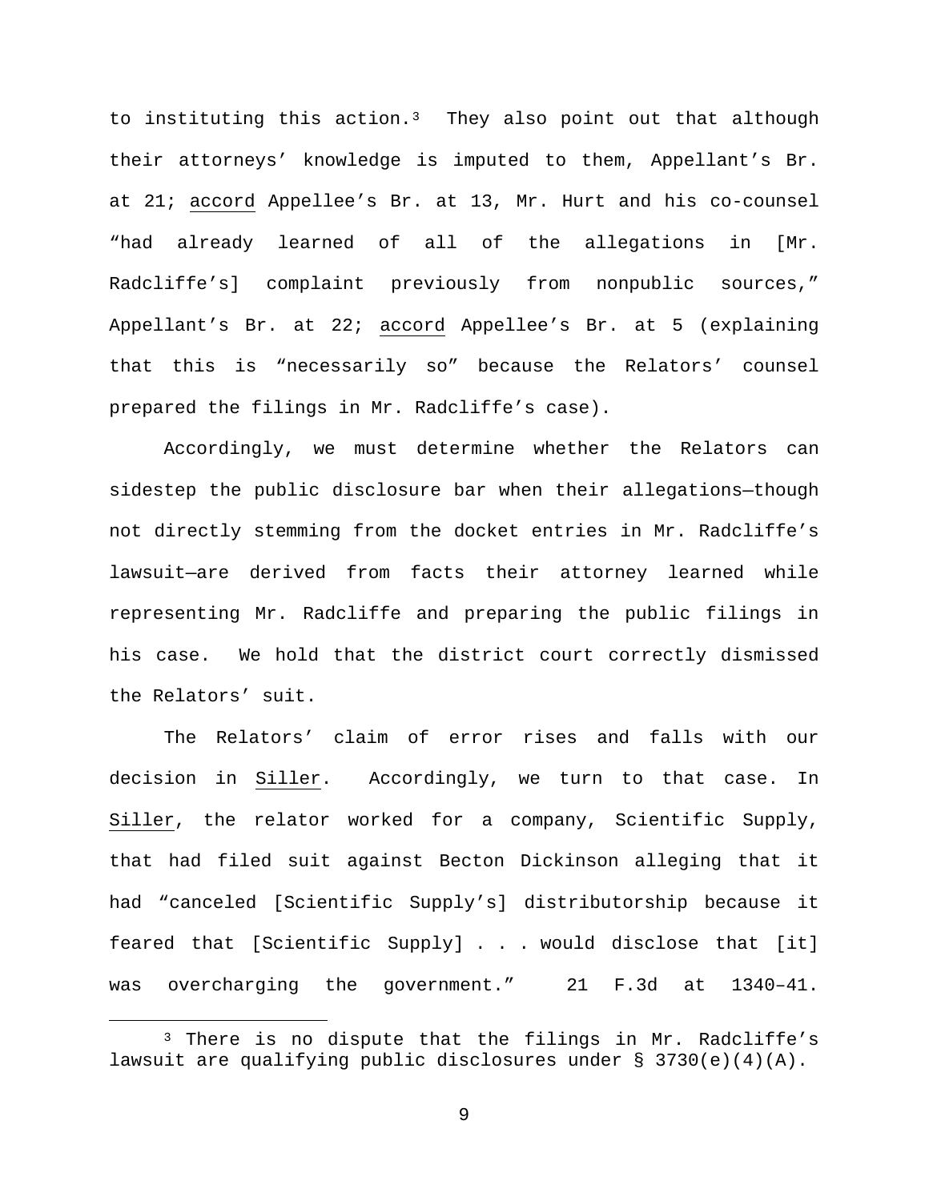to instituting this action.[3] They also point out that although their attorneys' knowledge is imputed to them, Appellant's Br. at 21; accord Appellee's Br. at 13, Mr. Hurt and his co-counsel "had already learned of all of the allegations in [Mr. Radcliffe's] complaint previously from nonpublic sources," Appellant's Br. at 22; accord Appellee's Br. at 5 (explaining that this is "necessarily so" because the Relators' counsel prepared the filings in Mr. Radcliffe's case).

Accordingly, we must determine whether the Relators can sidestep the public disclosure bar when their allegations—though not directly stemming from the docket entries in Mr. Radcliffe's lawsuit—are derived from facts their attorney learned while representing Mr. Radcliffe and preparing the public filings in his case. We hold that the district court correctly dismissed the Relators' suit.

The Relators' claim of error rises and falls with our decision in Siller. Accordingly, we turn to that case. In Siller, the relator worked for a company, Scientific Supply, that had filed suit against Becton Dickinson alleging that it had "canceled [Scientific Supply's] distributorship because it feared that [Scientific Supply] . . . would disclose that [it] was overcharging the government." 21 F.3d at 1340–41.

[3] There is no dispute that the filings in Mr. Radcliffe's lawsuit are qualifying public disclosures under § 3730(e)(4)(A).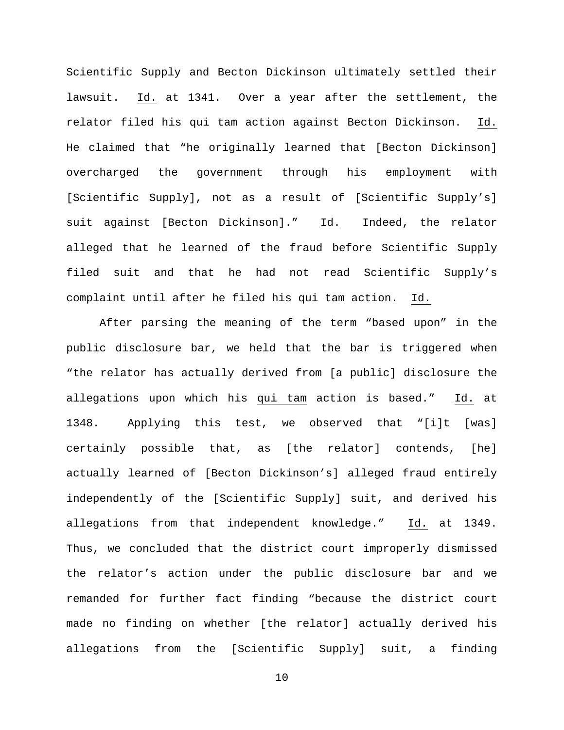Scientific Supply and Becton Dickinson ultimately settled their lawsuit. Id. at 1341. Over a year after the settlement, the relator filed his qui tam action against Becton Dickinson. Id. He claimed that "he originally learned that [Becton Dickinson] overcharged the government through his employment with [Scientific Supply], not as a result of [Scientific Supply's] suit against [Becton Dickinson]." Id. Indeed, the relator alleged that he learned of the fraud before Scientific Supply filed suit and that he had not read Scientific Supply's complaint until after he filed his qui tam action. Id.

After parsing the meaning of the term "based upon" in the public disclosure bar, we held that the bar is triggered when "the relator has actually derived from [a public] disclosure the allegations upon which his qui tam action is based." Id. at 1348. Applying this test, we observed that "[i]t [was] certainly possible that, as [the relator] contends, [he] actually learned of [Becton Dickinson's] alleged fraud entirely independently of the [Scientific Supply] suit, and derived his allegations from that independent knowledge." Id. at 1349. Thus, we concluded that the district court improperly dismissed the relator's action under the public disclosure bar and we remanded for further fact finding "because the district court made no finding on whether [the relator] actually derived his allegations from the [Scientific Supply] suit, a finding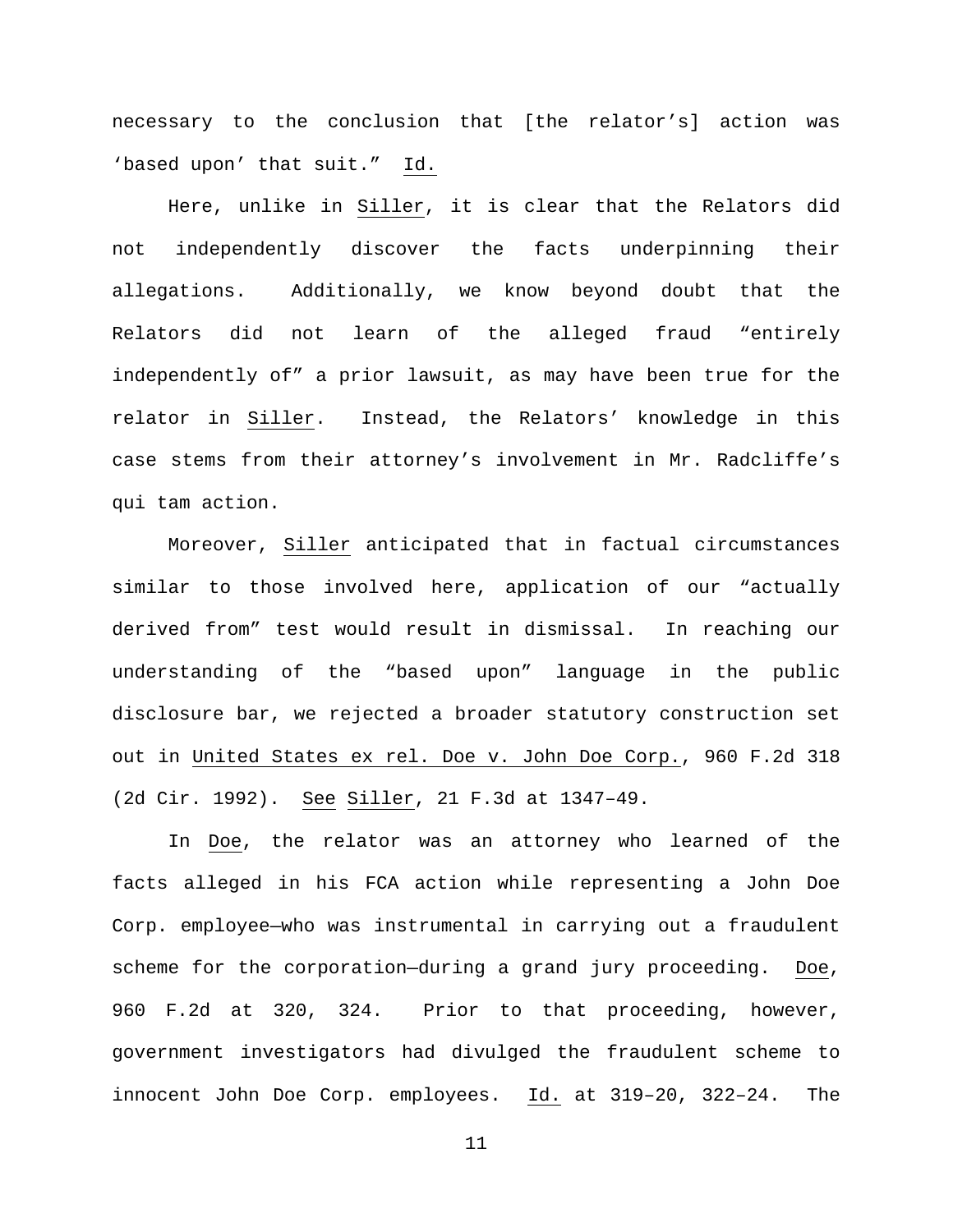necessary to the conclusion that [the relator's] action was 'based upon' that suit." Id.

Here, unlike in Siller, it is clear that the Relators did not independently discover the facts underpinning their allegations. Additionally, we know beyond doubt that the Relators did not learn of the alleged fraud "entirely independently of" a prior lawsuit, as may have been true for the relator in Siller. Instead, the Relators' knowledge in this case stems from their attorney's involvement in Mr. Radcliffe's qui tam action.

Moreover, Siller anticipated that in factual circumstances similar to those involved here, application of our "actually derived from" test would result in dismissal. In reaching our understanding of the "based upon" language in the public disclosure bar, we rejected a broader statutory construction set out in United States ex rel. Doe v. John Doe Corp., 960 F.2d 318 (2d Cir. 1992). See Siller, 21 F.3d at 1347–49.

In Doe, the relator was an attorney who learned of the facts alleged in his FCA action while representing a John Doe Corp. employee—who was instrumental in carrying out a fraudulent scheme for the corporation—during a grand jury proceeding. Doe, 960 F.2d at 320, 324. Prior to that proceeding, however, government investigators had divulged the fraudulent scheme to innocent John Doe Corp. employees. Id. at 319–20, 322–24. The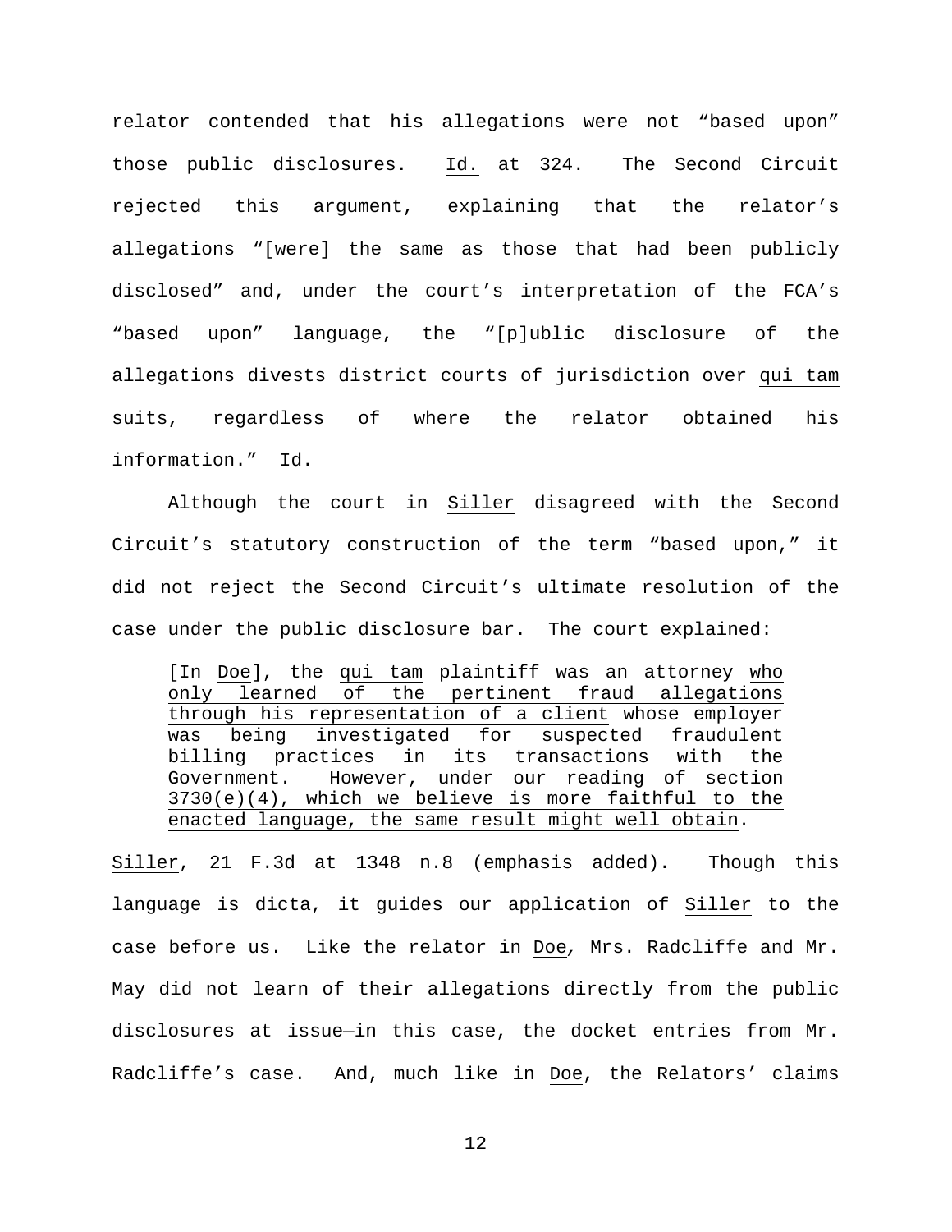relator contended that his allegations were not "based upon" those public disclosures. Id. at 324. The Second Circuit rejected this argument, explaining that the relator's allegations "[were] the same as those that had been publicly disclosed" and, under the court's interpretation of the FCA's "based upon" language, the "[p]ublic disclosure of the allegations divests district courts of jurisdiction over *qui tam* suits, regardless of where the relator obtained his information." Id.

Although the court in *Siller* disagreed with the Second Circuit's statutory construction of the term "based upon," it did not reject the Second Circuit's ultimate resolution of the case under the public disclosure bar. The court explained:

> [In *Doe*], the *qui tam* plaintiff was an attorney *who only learned of the pertinent fraud allegations through his representation of a client* whose employer was being investigated for suspected fraudulent billing practices in its transactions with the Government. *However, under our reading of section 3730(e)(4), which we believe is more faithful to the enacted language, the same result might well obtain*.

*Siller*, 21 F.3d at 1348 n.8 (emphasis added). Though this language is dicta, it guides our application of *Siller* to the case before us. Like the relator in *Doe*, Mrs. Radcliffe and Mr. May did not learn of their allegations directly from the public disclosures at issue—in this case, the docket entries from Mr. Radcliffe's case. And, much like in *Doe*, the Relators' claims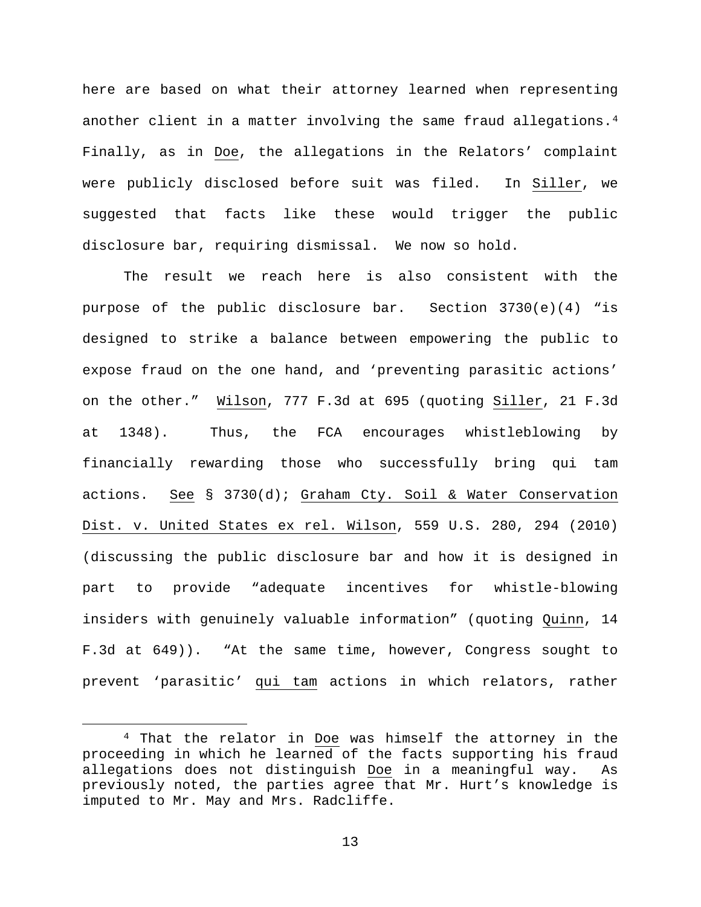here are based on what their attorney learned when representing another client in a matter involving the same fraud allegations.[4] Finally, as in Doe, the allegations in the Relators' complaint were publicly disclosed before suit was filed. In Siller, we suggested that facts like these would trigger the public disclosure bar, requiring dismissal. We now so hold.

The result we reach here is also consistent with the purpose of the public disclosure bar. Section 3730(e)(4) "is designed to strike a balance between empowering the public to expose fraud on the one hand, and 'preventing parasitic actions' on the other." Wilson, 777 F.3d at 695 (quoting Siller, 21 F.3d at 1348). Thus, the FCA encourages whistleblowing by financially rewarding those who successfully bring qui tam actions. See § 3730(d); Graham Cty. Soil & Water Conservation Dist. v. United States ex rel. Wilson, 559 U.S. 280, 294 (2010) (discussing the public disclosure bar and how it is designed in part to provide "adequate incentives for whistle-blowing insiders with genuinely valuable information" (quoting Quinn, 14 F.3d at 649)). "At the same time, however, Congress sought to prevent 'parasitic' qui tam actions in which relators, rather

[4] That the relator in Doe was himself the attorney in the proceeding in which he learned of the facts supporting his fraud allegations does not distinguish Doe in a meaningful way. As previously noted, the parties agree that Mr. Hurt's knowledge is imputed to Mr. May and Mrs. Radcliffe.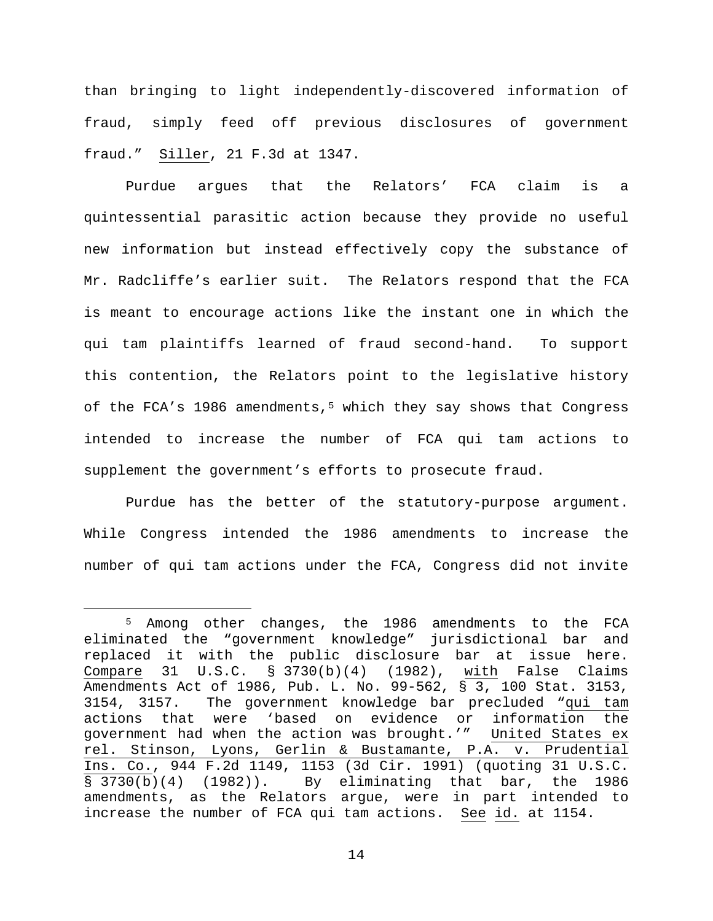than bringing to light independently-discovered information of fraud, simply feed off previous disclosures of government fraud." Siller, 21 F.3d at 1347.

Purdue argues that the Relators' FCA claim is a quintessential parasitic action because they provide no useful new information but instead effectively copy the substance of Mr. Radcliffe's earlier suit. The Relators respond that the FCA is meant to encourage actions like the instant one in which the qui tam plaintiffs learned of fraud second-hand. To support this contention, the Relators point to the legislative history of the FCA's 1986 amendments,[5] which they say shows that Congress intended to increase the number of FCA qui tam actions to supplement the government's efforts to prosecute fraud.

Purdue has the better of the statutory-purpose argument. While Congress intended the 1986 amendments to increase the number of qui tam actions under the FCA, Congress did not invite

---

[5] Among other changes, the 1986 amendments to the FCA eliminated the "government knowledge" jurisdictional bar and replaced it with the public disclosure bar at issue here. Compare 31 U.S.C. § 3730(b)(4) (1982), with False Claims Amendments Act of 1986, Pub. L. No. 99-562, § 3, 100 Stat. 3153, 3154, 3157. The government knowledge bar precluded "qui tam actions that were 'based on evidence or information the government had when the action was brought.'" United States ex rel. Stinson, Lyons, Gerlin & Bustamante, P.A. v. Prudential Ins. Co., 944 F.2d 1149, 1153 (3d Cir. 1991) (quoting 31 U.S.C. § 3730(b)(4) (1982)). By eliminating that bar, the 1986 amendments, as the Relators argue, were in part intended to increase the number of FCA qui tam actions. See id. at 1154.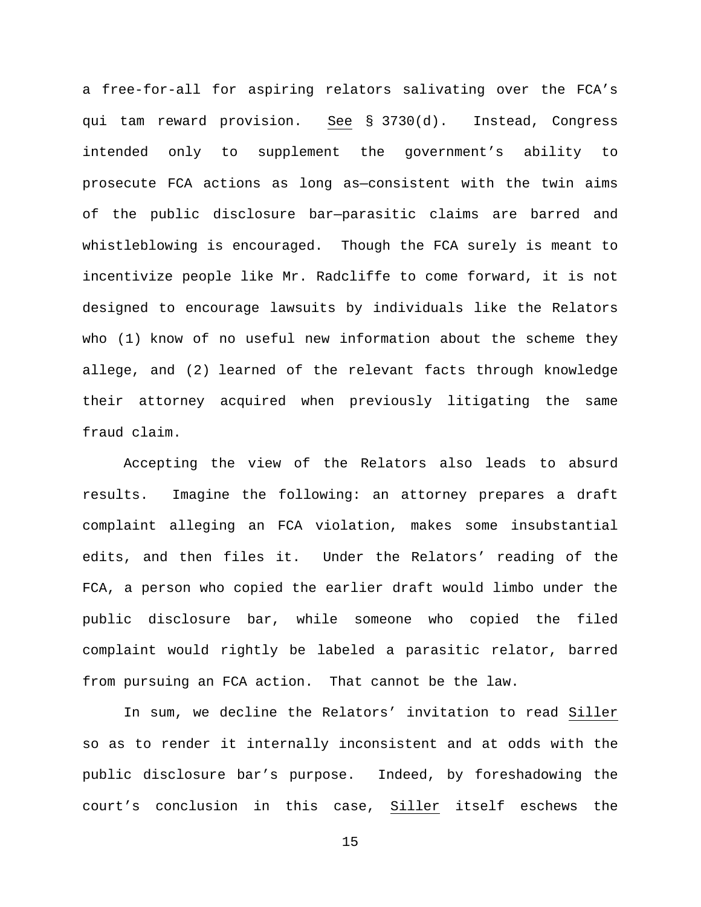a free-for-all for aspiring relators salivating over the FCA's qui tam reward provision. See § 3730(d). Instead, Congress intended only to supplement the government's ability to prosecute FCA actions as long as—consistent with the twin aims of the public disclosure bar—parasitic claims are barred and whistleblowing is encouraged. Though the FCA surely is meant to incentivize people like Mr. Radcliffe to come forward, it is not designed to encourage lawsuits by individuals like the Relators who (1) know of no useful new information about the scheme they allege, and (2) learned of the relevant facts through knowledge their attorney acquired when previously litigating the same fraud claim.

Accepting the view of the Relators also leads to absurd results. Imagine the following: an attorney prepares a draft complaint alleging an FCA violation, makes some insubstantial edits, and then files it. Under the Relators' reading of the FCA, a person who copied the earlier draft would limbo under the public disclosure bar, while someone who copied the filed complaint would rightly be labeled a parasitic relator, barred from pursuing an FCA action. That cannot be the law.

In sum, we decline the Relators' invitation to read Siller so as to render it internally inconsistent and at odds with the public disclosure bar's purpose. Indeed, by foreshadowing the court's conclusion in this case, Siller itself eschews the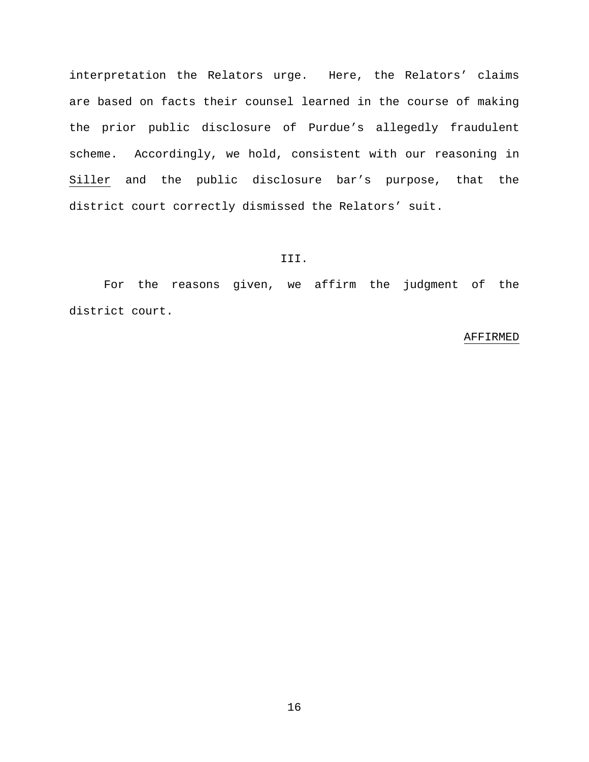interpretation the Relators urge. Here, the Relators' claims are based on facts their counsel learned in the course of making the prior public disclosure of Purdue's allegedly fraudulent scheme. Accordingly, we hold, consistent with our reasoning in Siller and the public disclosure bar's purpose, that the district court correctly dismissed the Relators' suit.

## III.

For the reasons given, we affirm the judgment of the district court.

AFFIRMED